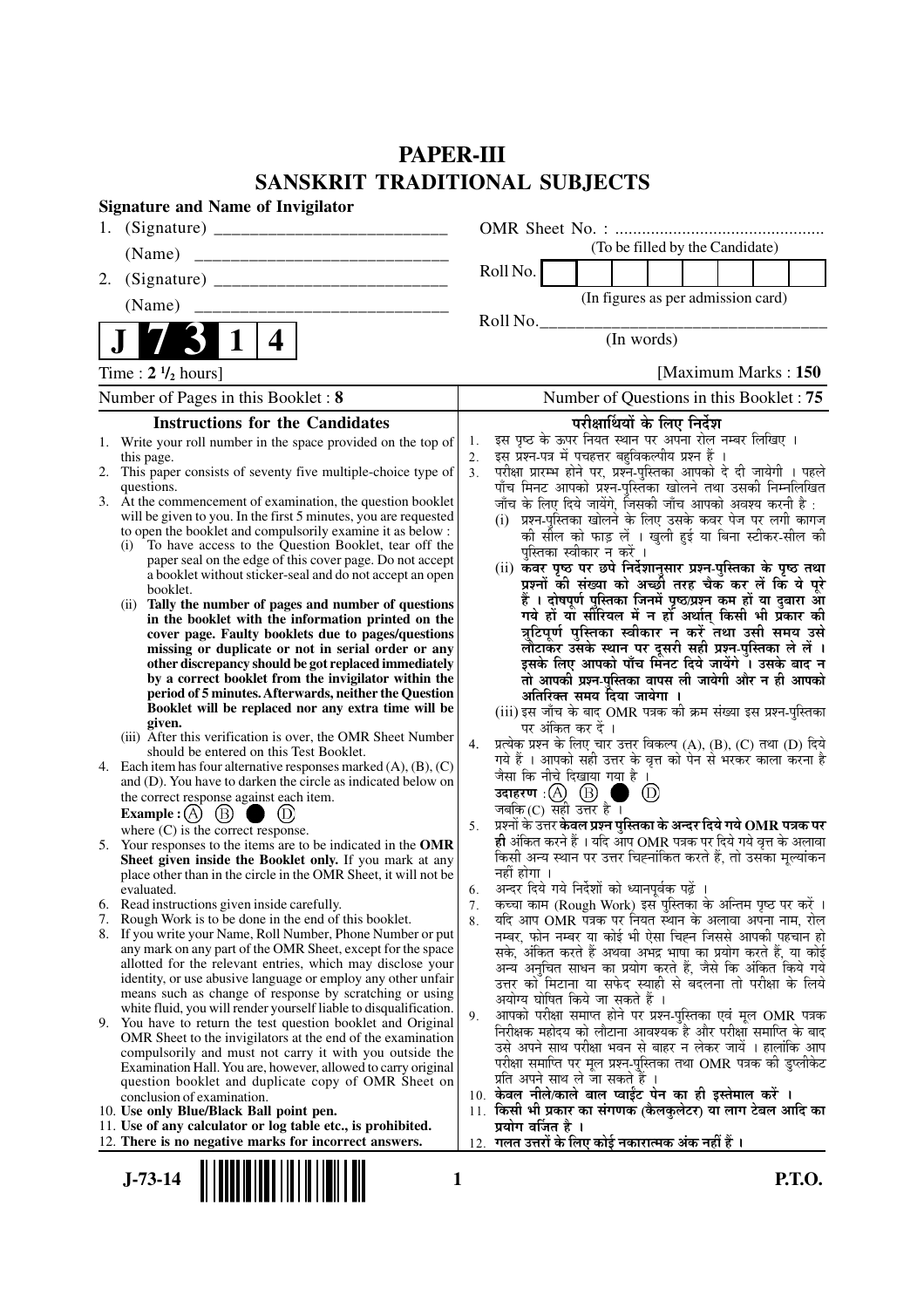# PAPER-III
## SANSKRIT TRADITIONAL SUBJECTS

**Signature and Name of Invigilator**

1. (Signature) __________________________

   (Name) __________________________

2. (Signature) __________________________

   (Name) __________________________

OMR Sheet No. : ...............................................
(To be filled by the Candidate)

Roll No. [ ]
(In figures as per admission card)

Roll No.________________________________
(In words)

**J 7 3 1 4**

Time : **2 ½ hours**] [Maximum Marks : **150**

Number of Pages in this Booklet : **8**

Number of Questions in this Booklet : **75**

### Instructions for the Candidates

1. Write your roll number in the space provided on the top of this page.
2. This paper consists of seventy five multiple-choice type of questions.
3. At the commencement of examination, the question booklet will be given to you. In the first 5 minutes, you are requested to open the booklet and compulsorily examine it as below :
   (i) To have access to the Question Booklet, tear off the paper seal on the edge of this cover page. Do not accept a booklet without sticker-seal and do not accept an open booklet.
   (ii) **Tally the number of pages and number of questions in the booklet with the information printed on the cover page. Faulty booklets due to pages/questions missing or duplicate or not in serial order or any other discrepancy should be got replaced immediately by a correct booklet from the invigilator within the period of 5 minutes. Afterwards, neither the Question Booklet will be replaced nor any extra time will be given.**
   (iii) After this verification is over, the OMR Sheet Number should be entered on this Test Booklet.
4. Each item has four alternative responses marked (A), (B), (C) and (D). You have to darken the circle as indicated below on the correct response against each item.
   **Example :** (A) (B) ● (D)
   where (C) is the correct response.
5. Your responses to the items are to be indicated in the **OMR Sheet given inside the Booklet only.** If you mark at any place other than in the circle in the OMR Sheet, it will not be evaluated.
6. Read instructions given inside carefully.
7. Rough Work is to be done in the end of this booklet.
8. If you write your Name, Roll Number, Phone Number or put any mark on any part of the OMR Sheet, except for the space allotted for the relevant entries, which may disclose your identity, or use abusive language or employ any other unfair means such as change of response by scratching or using white fluid, you will render yourself liable to disqualification.
9. You have to return the test question booklet and Original OMR Sheet to the invigilators at the end of the examination compulsorily and must not carry it with you outside the Examination Hall. You are, however, allowed to carry original question booklet and duplicate copy of OMR Sheet on conclusion of examination.
10. **Use only Blue/Black Ball point pen.**
11. **Use of any calculator or log table etc., is prohibited.**
12. **There is no negative marks for incorrect answers.**

### परीक्षार्थियों के लिए निर्देश

1. इस पृष्ठ के ऊपर नियत स्थान पर अपना रोल नम्बर लिखिए ।
2. इस प्रश्न-पत्र में पचहत्तर बहुविकल्पीय प्रश्न हैं ।
3. परीक्षा प्रारम्भ होने पर, प्रश्न-पुस्तिका आपको दे दी जायेगी । पहले पाँच मिनट आपको प्रश्न-पुस्तिका खोलने तथा उसकी निम्नलिखित जाँच के लिए दिये जायेंगे, जिसकी जाँच आपको अवश्य करनी है :
   (i) प्रश्न-पुस्तिका खोलने के लिए उसके कवर पेज पर लगी कागज की सील को फाड़ लें । खुली हुई या बिना स्टीकर-सील की पुस्तिका स्वीकार न करें ।
   (ii) **कवर पृष्ठ पर छपे निर्देशानुसार प्रश्न-पुस्तिका के पृष्ठ तथा प्रश्नों की संख्या को अच्छी तरह चैक कर लें कि ये पूरे हैं । दोषपूर्ण पुस्तिका जिनमें पृष्ठ/प्रश्न कम हों या दुबारा आ गये हों या सीरियल में न हों अर्थात् किसी भी प्रकार की त्रुटिपूर्ण पुस्तिका स्वीकार न करें तथा उसी समय उसे लौटाकर उसके स्थान पर दूसरी सही प्रश्न-पुस्तिका ले लें । इसके लिए आपको पाँच मिनट दिये जायेंगे । उसके बाद न तो आपकी प्रश्न-पुस्तिका वापस ली जायेगी और न ही आपको अतिरिक्त समय दिया जायेगा ।**
   (iii) इस जाँच के बाद OMR पत्रक की क्रम संख्या इस प्रश्न-पुस्तिका पर अंकित कर दें ।
4. प्रत्येक प्रश्न के लिए चार उत्तर विकल्प (A), (B), (C) तथा (D) दिये गये हैं । आपको सही उत्तर के वृत्त को पेन से भरकर काला करना है जैसा कि नीचे दिखाया गया है ।
   **उदाहरण :** (A) (B) ● (D)
   जबकि (C) सही उत्तर है ।
5. प्रश्नों के उत्तर **केवल प्रश्न पुस्तिका के अन्दर दिये गये OMR पत्रक पर ही** अंकित करने हैं । यदि आप OMR पत्रक पर दिये गये वृत्त के अलावा किसी अन्य स्थान पर उत्तर चिह्नांकित करते हैं, तो उसका मूल्यांकन नहीं होगा ।
6. अन्दर दिये गये निर्देशों को ध्यानपूर्वक पढ़ें ।
7. कच्चा काम (Rough Work) इस पुस्तिका के अन्तिम पृष्ठ पर करें ।
8. यदि आप OMR पत्रक पर नियत स्थान के अलावा अपना नाम, रोल नम्बर, फोन नम्बर या कोई भी ऐसा चिह्न जिससे आपकी पहचान हो सके, अंकित करते हैं अथवा अभद्र भाषा का प्रयोग करते हैं, या कोई अन्य अनुचित साधन का प्रयोग करते हैं, जैसे कि अंकित किये गये उत्तर को मिटाना या सफेद स्याही से बदलना तो परीक्षा के लिये अयोग्य घोषित किये जा सकते हैं ।
9. आपको परीक्षा समाप्त होने पर प्रश्न-पुस्तिका एवं मूल OMR पत्रक निरीक्षक महोदय को लौटाना आवश्यक है और परीक्षा समाप्ति के बाद उसे अपने साथ परीक्षा भवन से बाहर न लेकर जायें । हालांकि आप परीक्षा समाप्ति पर मूल प्रश्न-पुस्तिका तथा OMR पत्रक की डुप्लीकेट प्रति अपने साथ ले जा सकते हैं ।
10. **केवल नीले/काले बाल प्वाईंट पेन का ही इस्तेमाल करें ।**
11. **किसी भी प्रकार का संगणक (कैलकुलेटर) या लाग टेबल आदि का प्रयोग वर्जित है ।**
12. **गलत उत्तरों के लिए कोई नकारात्मक अंक नहीं हैं ।**

J-73-14

P.T.O.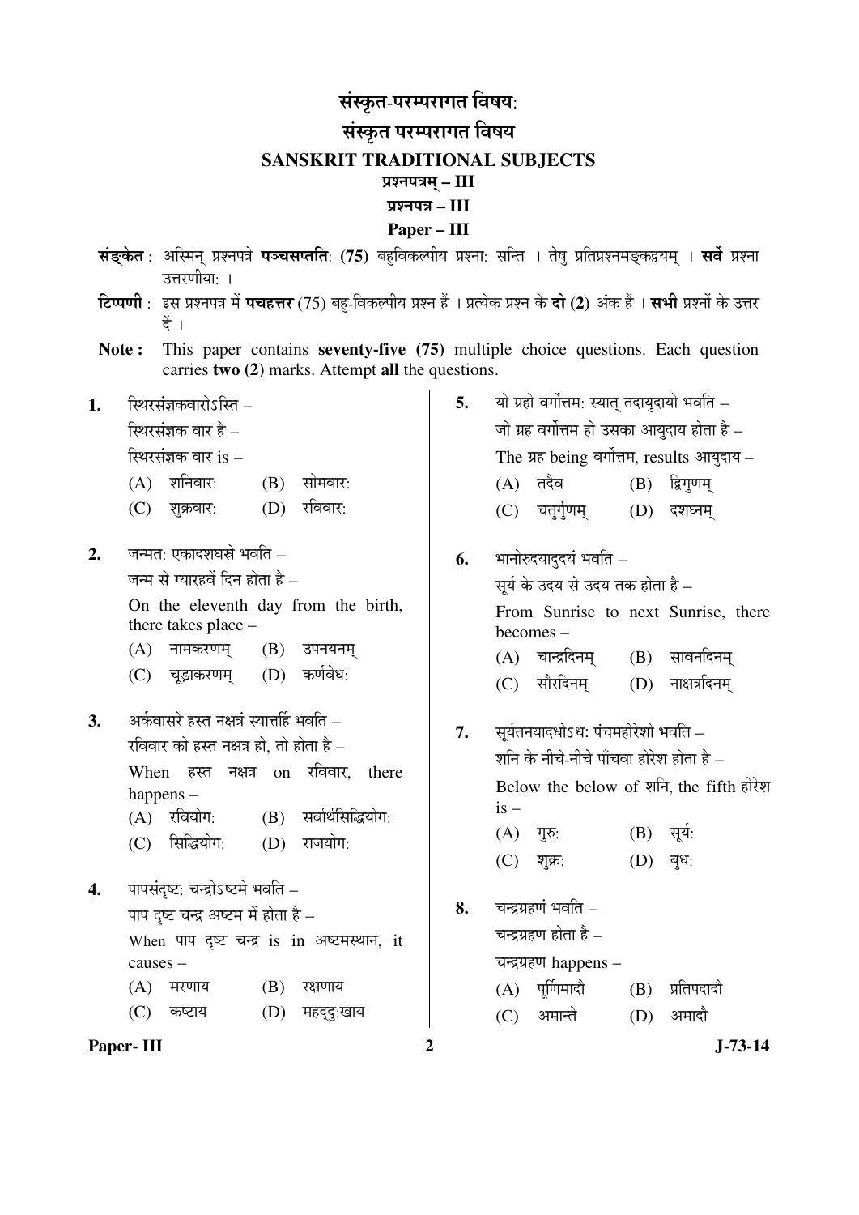# संस्कृत-परम्परागत विषयः

# संस्कृत परम्परागत विषय

# SANSKRIT TRADITIONAL SUBJECTS

## प्रश्नपत्रम् – III

## प्रश्नपत्र – III

## Paper – III

**संङ्केत** : अस्मिन् प्रश्नपत्रे **पञ्चसप्ततिः (75)** बहुविकल्पीय प्रश्नाः सन्ति । तेषु प्रतिप्रश्नमङ्कद्वयम् । **सर्वे** प्रश्ना उत्तरणीयाः ।

**टिप्पणी** : इस प्रश्नपत्र में **पचहत्तर** (75) बहु-विकल्पीय प्रश्न हैं । प्रत्येक प्रश्न के **दो (2)** अंक हैं । **सभी** प्रश्नों के उत्तर दें ।

**Note :** This paper contains **seventy-five (75)** multiple choice questions. Each question carries **two (2)** marks. Attempt **all** the questions.

**1.** स्थिरसंज्ञकवारोऽस्ति –
स्थिरसंज्ञक वार है –
स्थिरसंज्ञक वार is –
(A) शनिवारः (B) सोमवारः
(C) शुक्रवारः (D) रविवारः

**2.** जन्मतः एकादशघस्रे भवति –
जन्म से ग्यारहवें दिन होता है –
On the eleventh day from the birth, there takes place –
(A) नामकरणम् (B) उपनयनम्
(C) चूड़ाकरणम् (D) कर्णवेधः

**3.** अर्कवासरे हस्त नक्षत्रं स्यात्तर्हि भवति –
रविवार को हस्त नक्षत्र हो, तो होता है –
When हस्त नक्षत्र on रविवार, there happens –
(A) रवियोगः (B) सर्वार्थसिद्धियोगः
(C) सिद्धियोगः (D) राजयोगः

**4.** पापसंदृष्टः चन्द्रोऽष्टमे भवति –
पाप दृष्ट चन्द्र अष्टम में होता है –
When पाप दृष्ट चन्द्र is in अष्टमस्थान, it causes –
(A) मरणाय (B) रक्षणाय
(C) कष्टाय (D) महद्दुःखाय

**5.** यो ग्रहो वर्गोत्तमः स्यात् तदायुदायो भवति –
जो ग्रह वर्गोत्तम हो उसका आयुदाय होता है –
The ग्रह being वर्गोत्तम, results आयुदाय –
(A) तदैव (B) द्विगुणम्
(C) चतुर्गुणम् (D) दशघ्नम्

**6.** भानोरुदयादुदयं भवति –
सूर्य के उदय से उदय तक होता है –
From Sunrise to next Sunrise, there becomes –
(A) चान्द्रदिनम् (B) सावनदिनम्
(C) सौरदिनम् (D) नाक्षत्रदिनम्

**7.** सूर्यतनयादधोऽधः पंचमहोरेशो भवति –
शनि के नीचे-नीचे पाँचवा होरेश होता है –
Below the below of शनि, the fifth होरेश is –
(A) गुरुः (B) सूर्यः
(C) शुक्रः (D) बुधः

**8.** चन्द्रग्रहणं भवति –
चन्द्रग्रहण होता है –
चन्द्रग्रहण happens –
(A) पूर्णिमादौ (B) प्रतिपदादौ
(C) अमान्ते (D) अमादौ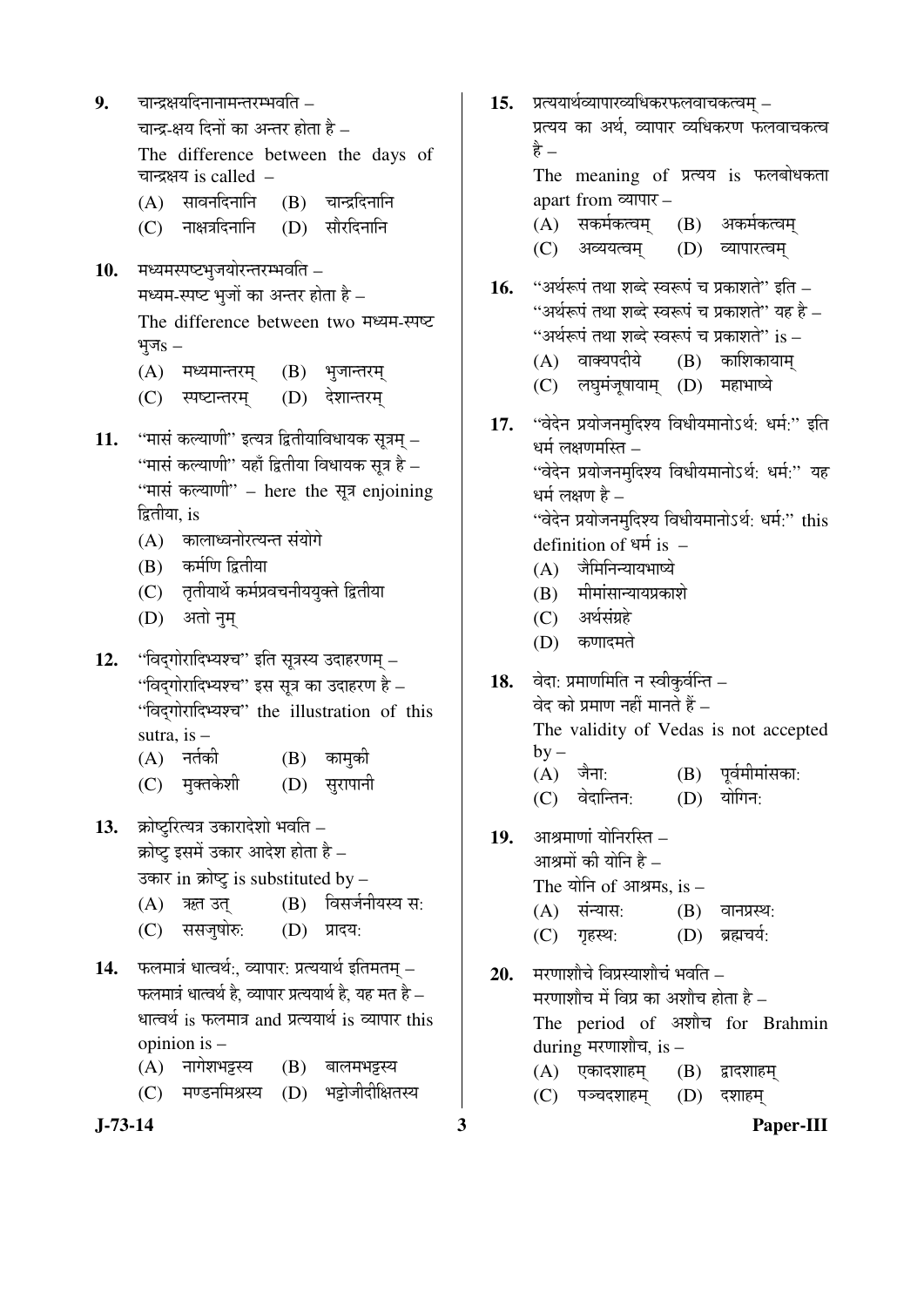9. चान्द्रक्षयदिनानामन्तरम्भवति –
चान्द्र-क्षय दिनों का अन्तर होता है –
The difference between the days of चान्द्रक्षय is called –
(A) सावनदिनानि (B) चान्द्रदिनानि
(C) नाक्षत्रदिनानि (D) सौरदिनानि

10. मध्यमस्पष्टभुजयोरन्तरम्भवति –
मध्यम-स्पष्ट भुजों का अन्तर होता है –
The difference between two मध्यम-स्पष्ट भुजs –
(A) मध्यमान्तरम् (B) भुजान्तरम्
(C) स्पष्टान्तरम् (D) देशान्तरम्

11. "मासं कल्याणी" इत्यत्र द्वितीयाविधायक सूत्रम् –
"मासं कल्याणी" यहाँ द्वितीया विधायक सूत्र है –
"मासं कल्याणी" – here the सूत्र enjoining द्वितीया, is
(A) कालाध्वनोरत्यन्त संयोगे
(B) कर्मणि द्वितीया
(C) तृतीयार्थे कर्मप्रवचनीययुक्ते द्वितीया
(D) अतो नुम्

12. "विद्गोरादिभ्यश्च" इति सूत्रस्य उदाहरणम् –
"विद्गोरादिभ्यश्च" इस सूत्र का उदाहरण है –
"विद्गोरादिभ्यश्च" the illustration of this sutra, is –
(A) नर्तकी (B) कामुकी
(C) मुक्तकेशी (D) सुरापानी

13. क्रोष्टुरित्यत्र उकारादेशो भवति –
क्रोष्टु इसमें उकार आदेश होता है –
उकार in क्रोष्टु is substituted by –
(A) ऋत उत् (B) विसर्जनीयस्य सः
(C) ससजुषोरुः (D) प्रादयः

14. फलमात्रं धात्वर्थः, व्यापारः प्रत्ययार्थ इतिमतम् –
फलमात्रं धात्वर्थ है, व्यापार प्रत्ययार्थ है, यह मत है –
धात्वर्थ is फलमात्र and प्रत्ययार्थ is व्यापार this opinion is –
(A) नागेशभट्टस्य (B) बालमभट्टस्य
(C) मण्डनमिश्रस्य (D) भट्टोजीदीक्षितस्य

15. प्रत्ययार्थव्यापारव्यधिकरफलवाचकत्वम् –
प्रत्यय का अर्थ, व्यापार व्यधिकरण फलवाचकत्व है –
The meaning of प्रत्यय is फलबोधकता apart from व्यापार –
(A) सकर्मकत्वम् (B) अकर्मकत्वम्
(C) अव्ययत्वम् (D) व्यापारत्वम्

16. "अर्थरूपं तथा शब्दे स्वरूपं च प्रकाशते" इति –
"अर्थरूपं तथा शब्दे स्वरूपं च प्रकाशते" यह है –
"अर्थरूपं तथा शब्दे स्वरूपं च प्रकाशते" is –
(A) वाक्यपदीये (B) काशिकायाम्
(C) लघुमंजूषायाम् (D) महाभाष्ये

17. "वेदेन प्रयोजनमुदिश्य विधीयमानोऽर्थः धर्मः" इति धर्म लक्षणमस्ति –
"वेदेन प्रयोजनमुदिश्य विधीयमानोऽर्थः धर्मः" यह धर्म लक्षण है –
"वेदेन प्रयोजनमुदिश्य विधीयमानोऽर्थः धर्मः" this definition of धर्म is –
(A) जैमिनिन्यायभाष्ये
(B) मीमांसान्यायप्रकाशे
(C) अर्थसंग्रहे
(D) कणादमते

18. वेदाः प्रमाणमिति न स्वीकुर्वन्ति –
वेद को प्रमाण नहीं मानते हैं –
The validity of Vedas is not accepted by –
(A) जैनाः (B) पूर्वमीमांसकाः
(C) वेदान्तिनः (D) योगिनः

19. आश्रमाणां योनिरस्ति –
आश्रमों की योनि है –
The योनि of आश्रमs, is –
(A) संन्यासः (B) वानप्रस्थः
(C) गृहस्थः (D) ब्रह्मचर्यः

20. मरणाशौचे विप्रस्याशौचं भवति –
मरणाशौच में विप्र का अशौच होता है –
The period of अशौच for Brahmin during मरणाशौच, is –
(A) एकादशाहम् (B) द्वादशाहम्
(C) पञ्चदशाहम् (D) दशाहम्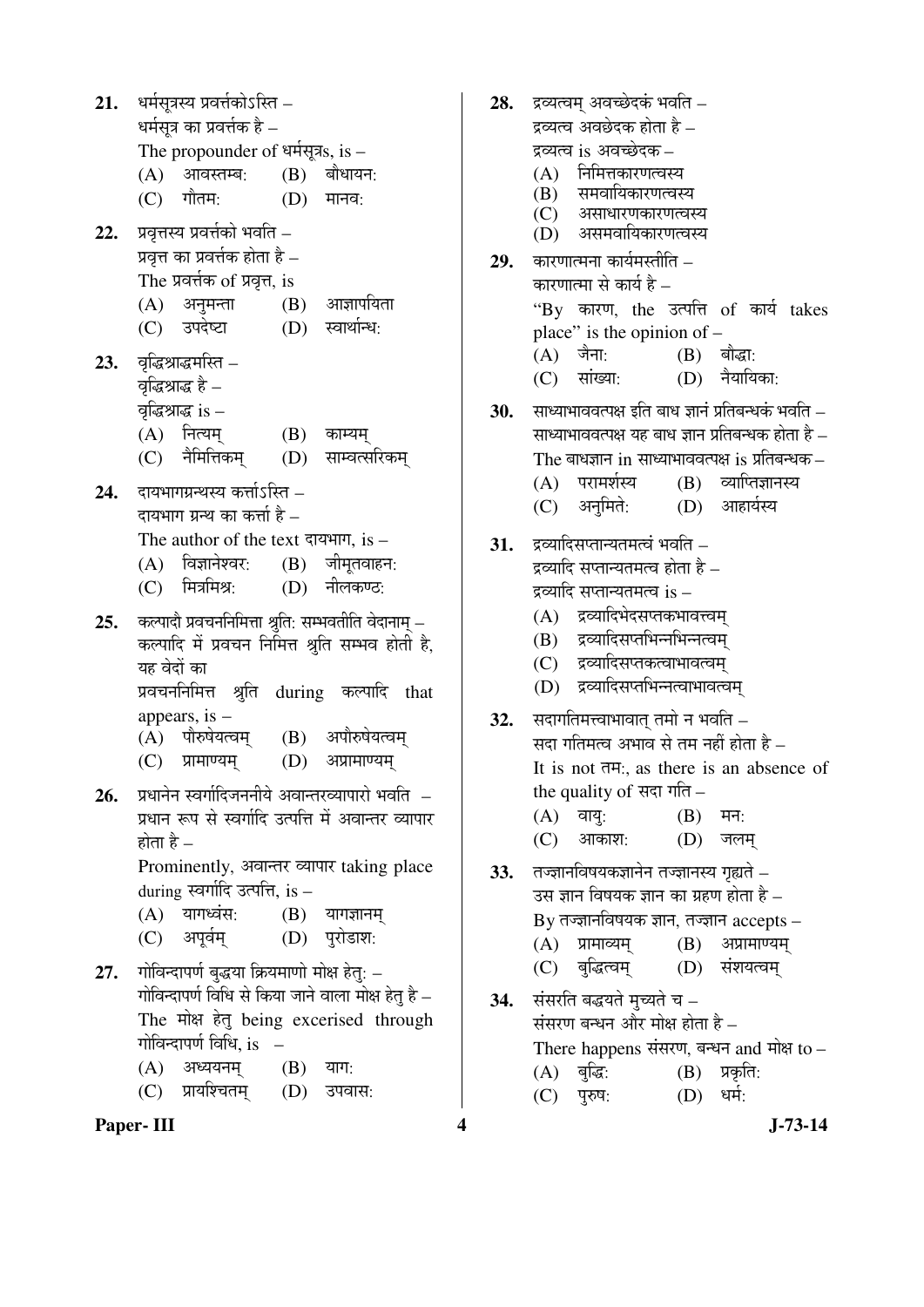21. धर्मसूत्रस्य प्रवर्त्तकोऽस्ति –
धर्मसूत्र का प्रवर्त्तक है –
The propounder of धर्मसूत्रs, is –
(A) आवस्तम्बः (B) बौधायनः
(C) गौतमः (D) मानवः

22. प्रवृत्तस्य प्रवर्त्तको भवति –
प्रवृत्त का प्रवर्त्तक होता है –
The प्रवर्तक of प्रवृत्त, is
(A) अनुमन्ता (B) आज्ञापयिता
(C) उपदेष्टा (D) स्वार्थान्धः

23. वृद्धिश्राद्धमस्ति –
वृद्धिश्राद्ध है –
वृद्धिश्राद्ध is –
(A) नित्यम् (B) काम्यम्
(C) नैमित्तिकम् (D) साम्वत्सरिकम्

24. दायभागग्रन्थस्य कर्त्ताऽस्ति –
दायभाग ग्रन्थ का कर्त्ता है –
The author of the text दायभाग, is –
(A) विज्ञानेश्वरः (B) जीमूतवाहनः
(C) मित्रमिश्रः (D) नीलकण्ठः

25. कल्पादौ प्रवचननिमित्ता श्रुतिः सम्भवतीति वेदानाम् –
कल्पादि में प्रवचन निमित्त श्रुति सम्भव होती है, यह वेदों का
प्रवचननिमित्त श्रुति during कल्पादि that appears, is –
(A) पौरुषेयत्वम् (B) अपौरुषेयत्वम्
(C) प्रामाण्यम् (D) अप्रामाण्यम्

26. प्रधानेन स्वर्गादिजननीये अवान्तरव्यापारो भवति –
प्रधान रूप से स्वर्गादि उत्पत्ति में अवान्तर व्यापार होता है –
Prominently, अवान्तर व्यापार taking place during स्वर्गादि उत्पत्ति, is –
(A) यागध्वंसः (B) यागज्ञानम्
(C) अपूर्वम् (D) पुरोडाशः

27. गोविन्दार्पण बुद्ध्या क्रियमाणो मोक्ष हेतुः –
गोविन्दार्पण विधि से किया जाने वाला मोक्ष हेतु है –
The मोक्ष हेतु being excerised through गोविन्दार्पण विधि, is –
(A) अध्ययनम् (B) यागः
(C) प्रायश्चितम् (D) उपवासः

28. द्रव्यत्वम् अवच्छेदकं भवति –
द्रव्यत्व अवच्छेदक होता है –
द्रव्यत्व is अवच्छेदक –
(A) निमित्तकारणत्वस्य
(B) समवायिकारणत्वस्य
(C) असाधारणकारणत्वस्य
(D) असमवायिकारणत्वस्य

29. कारणात्मना कार्यमस्तीति –
कारणात्मा से कार्य है –
"By कारण, the उत्पत्ति of कार्य takes place" is the opinion of –
(A) जैनाः (B) बौद्धाः
(C) सांख्याः (D) नैयायिकाः

30. साध्याभाववत्पक्ष इति बाध ज्ञानं प्रतिबन्धकं भवति –
साध्याभाववत्पक्ष यह बाध ज्ञान प्रतिबन्धक होता है –
The बाधज्ञान in साध्याभाववत्पक्ष is प्रतिबन्धक –
(A) परामर्शस्य (B) व्याप्तिज्ञानस्य
(C) अनुमितेः (D) आहार्यस्य

31. द्रव्यादिसप्तान्यतमत्वं भवति –
द्रव्यादि सप्तान्यतमत्व होता है –
द्रव्यादि सप्तान्यतमत्व is –
(A) द्रव्यादिभेदसप्तकभाववत्त्वम्
(B) द्रव्यादिसप्तभिन्नभिन्नत्वम्
(C) द्रव्यादिसप्तकत्वाभाववत्त्वम्
(D) द्रव्यादिसप्तभिन्नत्वाभाववत्त्वम्

32. सदागतिमत्त्वाभावात् तमो न भवति –
सदा गतिमत्व अभाव से तम नहीं होता है –
It is not तमः, as there is an absence of the quality of सदा गति –
(A) वायुः (B) मनः
(C) आकाशः (D) जलम्

33. तज्ज्ञानविषयकज्ञानेन तज्ज्ञानस्य गृह्यते –
उस ज्ञान विषयक ज्ञान का ग्रहण होता है –
By तज्ज्ञानविषयक ज्ञान, तज्ज्ञान accepts –
(A) प्रामाव्यम् (B) अप्रामाण्यम्
(C) बुद्धित्वम् (D) संशयत्वम्

34. संसरति बद्ध्यते मुच्यते च –
संसरण बन्धन और मोक्ष होता है –
There happens संसरण, बन्धन and मोक्ष to –
(A) बुद्धिः (B) प्रकृतिः
(C) पुरुषः (D) धर्मः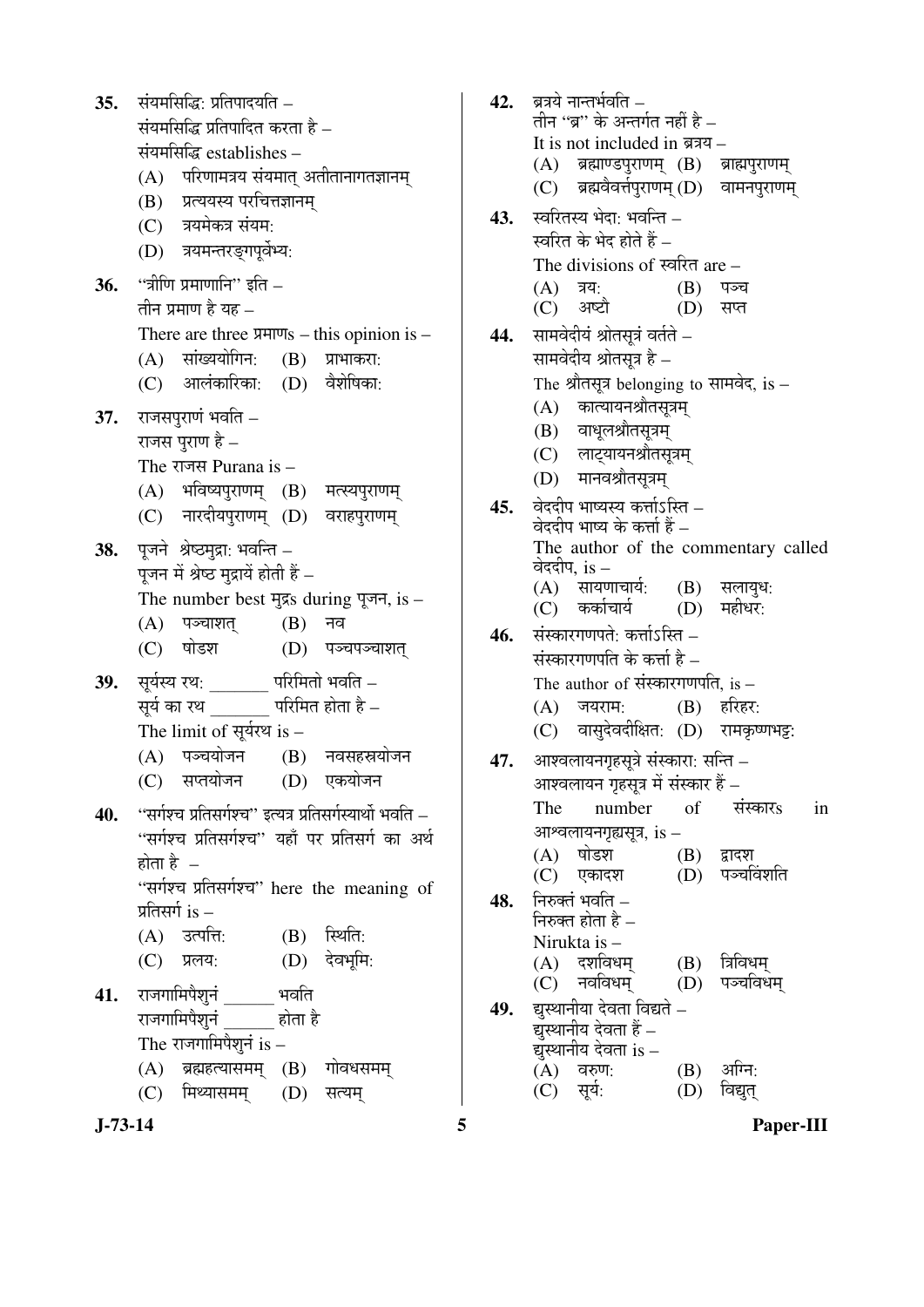35. संयमसिद्धिः प्रतिपादयति –
संयमसिद्धि प्रतिपादित करता है –
संयमसिद्धि establishes –
(A) परिणामत्रय संयमात् अतीतानागतज्ञानम्
(B) प्रत्ययस्य परचित्तज्ञानम्
(C) त्रयमेकत्र संयमः
(D) त्रयमन्तरङ्गपूर्वेभ्यः

36. "त्रीणि प्रमाणानि" इति –
तीन प्रमाण है यह –
There are three प्रमाणs – this opinion is –
(A) सांख्ययोगिनः (B) प्राभाकराः
(C) आलंकारिकाः (D) वैशेषिकाः

37. राजसपुराणं भवति –
राजस पुराण है –
The राजस Purana is –
(A) भविष्यपुराणम् (B) मत्स्यपुराणम्
(C) नारदीयपुराणम् (D) वराहपुराणम्

38. पूजने श्रेष्ठमुद्राः भवन्ति –
पूजन में श्रेष्ठ मुद्रायें होती हैं –
The number best मुद्रs during पूजन, is –
(A) पञ्चाशत् (B) नव
(C) षोडश (D) पञ्चपञ्चाशत्

39. सूर्यस्य रथः _______ परिमितो भवति –
सूर्य का रथ _______ परिमित होता है –
The limit of सूर्यरथ is –
(A) पञ्चयोजन (B) नवसहस्रयोजन
(C) सप्तयोजन (D) एकयोजन

40. "सर्गश्च प्रतिसर्गश्च" इत्यत्र प्रतिसर्गस्यार्थो भवति –
"सर्गश्च प्रतिसर्गश्च" यहाँ पर प्रतिसर्ग का अर्थ होता है –
"सर्गश्च प्रतिसर्गश्च" here the meaning of प्रतिसर्ग is –
(A) उत्पत्तिः (B) स्थितिः
(C) प्रलयः (D) देवभूमिः

41. राजगामिपैशुनं ______ भवति
राजगामिपैशुनं ______ होता है
The राजगामिपैशुनं is –
(A) ब्रह्महत्यासमम् (B) गोवधसमम्
(C) मिथ्यासमम् (D) सत्यम्

42. ब्रत्रये नान्तर्भवति –
तीन "ब्र" के अन्तर्गत नहीं है –
It is not included in ब्रत्रय –
(A) ब्रह्माण्डपुराणम् (B) ब्राह्मपुराणम्
(C) ब्रह्मवैवर्त्तपुराणम् (D) वामनपुराणम्

43. स्वरितस्य भेदाः भवन्ति –
स्वरित के भेद होते हैं –
The divisions of स्वरित are –
(A) त्रयः (B) पञ्च
(C) अष्टौ (D) सप्त

44. सामवेदीयं श्रौतसूत्रं वर्तते –
सामवेदीय श्रौतसूत्र है –
The श्रौतसूत्र belonging to सामवेद, is –
(A) कात्यायनश्रौतसूत्रम्
(B) वाधूलश्रौतसूत्रम्
(C) लाट्यायनश्रौतसूत्रम्
(D) मानवश्रौतसूत्रम्

45. वेददीप भाष्यस्य कर्त्ताऽस्ति –
वेददीप भाष्य के कर्त्ता हैं –
The author of the commentary called वेददीप, is –
(A) सायणाचार्यः (B) सलायुधः
(C) कर्काचार्य (D) महीधरः

46. संस्कारगणपतेः कर्त्ताऽस्ति –
संस्कारगणपति के कर्त्ता है –
The author of संस्कारगणपति, is –
(A) जयरामः (B) हरिहरः
(C) वासुदेवदीक्षितः (D) रामकृष्णभट्टः

47. आश्वलायनगृहसूत्रे संस्काराः सन्ति –
आश्वलायन गृहसूत्र में संस्कार हैं –
The number of संस्कारs in आश्वलायनगृह्यसूत्र, is –
(A) षोडश (B) द्वादश
(C) एकादश (D) पञ्चविंशति

48. निरुक्तं भवति –
निरुक्त होता है –
Nirukta is –
(A) दशविधम् (B) त्रिविधम्
(C) नवविधम् (D) पञ्चविधम्

49. द्युस्थानीया देवता विद्यते –
द्युस्थानीय देवता हैं –
द्युस्थानीय देवता is –
(A) वरुणः (B) अग्निः
(C) सूर्यः (D) विद्युत्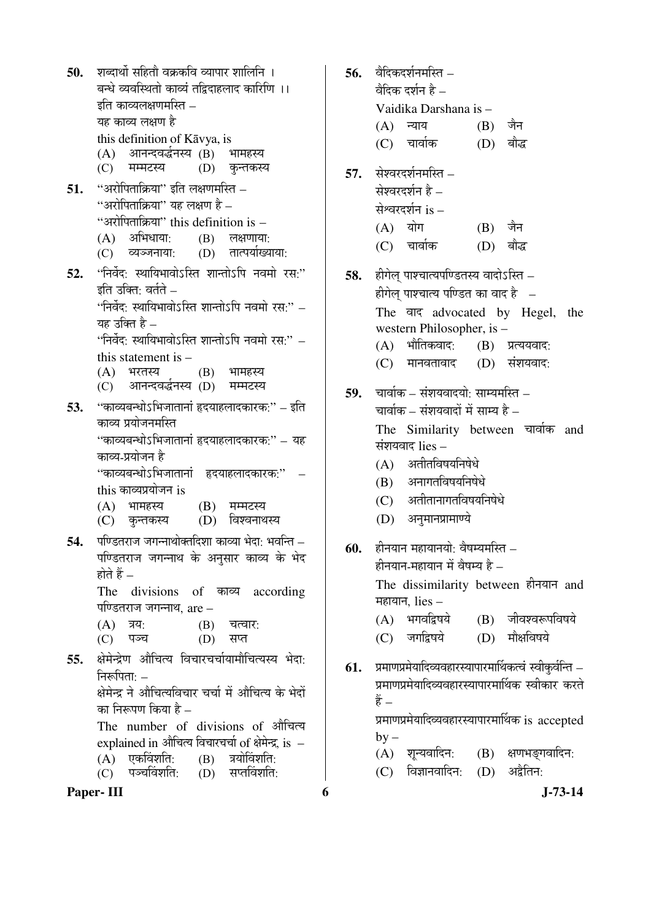**50.** शब्दार्थो सहितौ वक्रकवि व्यापार शालिनि ।
बन्धे व्यवस्थितो काव्यं तद्विदाहलाद कारिणि ।।
इति काव्यलक्षणमस्ति –
यह काव्य लक्षण है
this definition of Kāvya, is

(A) आनन्दवर्द्धनस्य (B) भामहस्य
(C) मम्मटस्य (D) कुन्तकस्य

**51.** "अरोपिताक्रिया" इति लक्षणमस्ति –
"अरोपिताक्रिया" यह लक्षण है –
"अरोपिताक्रिया" this definition is –

(A) अभिधाया: (B) लक्षणाया:
(C) व्यञ्जनाया: (D) तात्पर्याख्याया:

**52.** "निर्वेद: स्थायिभावोऽस्ति शान्तोऽपि नवमो रस:" इति उक्ति: वर्तते –
"निर्वेद: स्थायिभावोऽस्ति शान्तोऽपि नवमो रस:" – यह उक्ति है –
"निर्वेद: स्थायिभावोऽस्ति शान्तोऽपि नवमो रस:" – this statement is –

(A) भरतस्य (B) भामहस्य
(C) आनन्दवर्द्धनस्य (D) मम्मटस्य

**53.** "काव्यबन्धोऽभिजातानां हृदयाहलादकारक:" – इति काव्य प्रयोजनमस्ति
"काव्यबन्धोऽभिजातानां हृदयाहलादकारक:" – यह काव्य-प्रयोजन है
"काव्यबन्धोऽभिजातानां हृदयाहलादकारक:" – this काव्यप्रयोजन is

(A) भामहस्य (B) मम्मटस्य
(C) कुन्तकस्य (D) विश्वनाथस्य

**54.** पण्डितराज जगन्नाथोक्तदिशा काव्या भेदा: भवन्ति –
पण्डितराज जगन्नाथ के अनुसार काव्य के भेद होते हैं –
The divisions of काव्य according पण्डितराज जगन्नाथ, are –

(A) त्रय: (B) चत्वार:
(C) पञ्च (D) सप्त

**55.** क्षेमेन्द्रेण औचित्य विचारचर्चायामौचित्यस्य भेदा: निरूपिता: –
क्षेमेन्द्र ने औचित्यविचार चर्चा में औचित्य के भेदों का निरूपण किया है –
The number of divisions of औचित्य explained in औचित्य विचारचर्चा of क्षेमेन्द्र, is –

(A) एकविंशति: (B) त्रयोविंशति:
(C) पञ्चविंशति: (D) सप्तविंशति:

**56.** वैदिकदर्शनमस्ति –
वैदिक दर्शन है –
Vaidika Darshana is –

(A) न्याय (B) जैन
(C) चार्वाक (D) बौद्ध

**57.** सेश्वरदर्शनमस्ति –
सेश्वरदर्शन है –
सेश्वरदर्शन is –

(A) योग (B) जैन
(C) चार्वाक (D) बौद्ध

**58.** हीगेल् पाश्चात्यपण्डितस्य वादोऽस्ति –
हीगेल् पाश्चात्य पण्डित का वाद है –
The वाद advocated by Hegel, the western Philosopher, is –

(A) भौतिकवाद: (B) प्रत्ययवाद:
(C) मानवतावाद (D) संशयवाद:

**59.** चार्वाक – संशयवादयो: साम्यमस्ति –
चार्वाक – संशयवादों में साम्य है –
The Similarity between चार्वाक and संशयवाद lies –

(A) अतीतविषयनिषेधे
(B) अनागतविषयनिषेधे
(C) अतीतानागतविषयनिषेधे
(D) अनुमानप्रामाण्ये

**60.** हीनयान महायानयो: वैषम्यमस्ति –
हीनयान-महायान में वैषम्य है –
The dissimilarity between हीनयान and महायान, lies –

(A) भगवद्विषये (B) जीवस्वरूपविषये
(C) जगद्विषये (D) मोक्षविषये

**61.** प्रमाणप्रमेयादिव्यवहारस्यापारमार्थिकत्वं स्वीकुर्वन्ति –
प्रमाणप्रमेयादिव्यवहारस्यापारमार्थिक स्वीकार करते हैं –
प्रमाणप्रमेयादिव्यवहारस्यापारमार्थिक is accepted by –

(A) शून्यवादिन: (B) क्षणभङ्गवादिन:
(C) विज्ञानवादिन: (D) अद्वैतिन: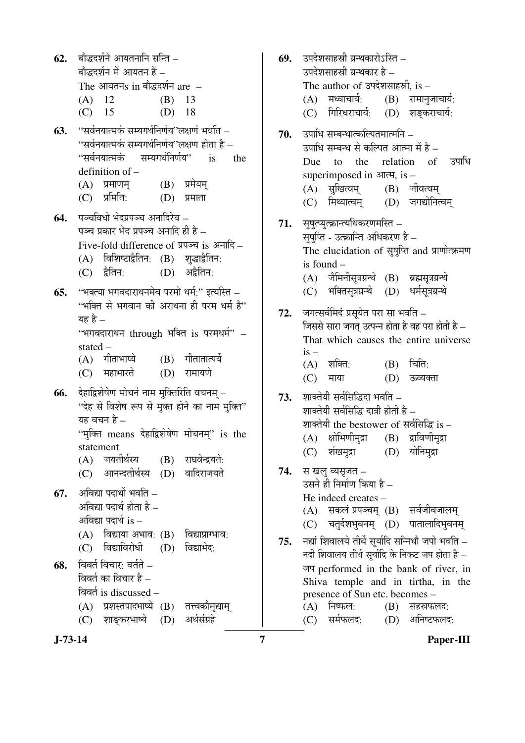62. बौद्धदर्शने आयतनानि सन्ति –
बौद्धदर्शन में आयतन हैं –
The आयतनs in बौद्धदर्शन are –
(A) 12 (B) 13
(C) 15 (D) 18

63. "सर्वनयात्मकं सम्यगर्थनिर्णय"लक्षणं भवति –
"सर्वनयात्मकं सम्यगर्थनिर्णय"लक्षण होता है –
"सर्वनयात्मकं सम्यगर्थनिर्णय" is the definition of –
(A) प्रमाणम् (B) प्रमेयम्
(C) प्रमिति: (D) प्रमाता

64. पञ्चविधो भेदप्रपञ्च अनादिरेव –
पञ्च प्रकार भेद प्रपञ्च अनादि ही है –
Five-fold difference of प्रपञ्च is अनादि –
(A) विशिष्टाद्वैतिन: (B) शुद्धाद्वैतिन:
(C) द्वैतिन: (D) अद्वैतिन:

65. "भक्त्या भगवदाराधनमेव परमो धर्म:" इत्यस्ति –
"भक्ति से भगवान की अराधना ही परम धर्म है" यह है –
"भगवदाराधन through भक्ति is परमधर्म" – stated –
(A) गीताभाष्ये (B) गीतातात्पर्ये
(C) महाभारते (D) रामायणे

66. देहाद्विशेषेण मोचनं नाम मुक्तिरिति वचनम् –
"देह से विशेष रूप से मुक्त होने का नाम मुक्ति" यह वचन है –
"मुक्ति means देहाद्विशेषेण मोचनम्" is the statement
(A) जयतीर्थस्य (B) राघवेन्द्रयते:
(C) आनन्दतीर्थस्य (D) वादिराजयते

67. अविद्या पदार्थो भवति –
अविद्या पदार्थ होता है –
अविद्या पदार्थ is –
(A) विद्याया अभाव: (B) विद्याप्राग्भाव:
(C) विद्याविरोधी (D) विद्याभेद:

68. विवर्त विचार: वर्तते –
विवर्त का विचार है –
विवर्त is discussed –
(A) प्रशस्तपादभाष्ये (B) तत्त्वकौमुद्याम्
(C) शाङ्करभाष्ये (D) अर्थसंग्रहे

69. उपदेशसाहस्री ग्रन्थकारोऽस्ति –
उपदेशसाहस्री ग्रन्थकार है –
The author of उपदेशसाहस्री, is –
(A) मध्वाचार्य: (B) रामानुजाचार्य:
(C) गिरिधराचार्य: (D) शङ्कराचार्य:

70. उपाधि सम्बन्धात्कल्पितमात्मनि –
उपाधि सम्बन्ध से कल्पित आत्मा में है –
Due to the relation of उपाधि superimposed in आत्म, is –
(A) सुखित्वम् (B) जीवत्वम्
(C) मिथ्यात्वम् (D) जगद्योनित्वम्

71. सुषुप्त्युत्क्रान्त्यधिकरणमस्ति –
सुषुप्ति - उत्क्रान्ति अधिकरण है –
The elucidation of सुषुप्ति and प्राणोत्क्रमण is found –
(A) जैमिनीसूत्रग्रन्थे (B) ब्रह्मसूत्रग्रन्थे
(C) भक्तिसूत्रग्रन्थे (D) धर्मसूत्रग्रन्थे

72. जगत्सर्वमिदं प्रसूयेत परा सा भवति –
जिससे सारा जगत् उत्पन्न होता है वह परा होती है –
That which causes the entire universe is –
(A) शक्ति: (B) चिति:
(C) माया (D) ऊव्यक्ता

73. शाक्तेयी सर्वसिद्धिदा भवति –
शाक्तेयी सर्वसिद्धि दात्री होती है –
शाक्तेयी the bestower of सर्वसिद्धि is –
(A) क्षोभिणीमुद्रा (B) द्राविणीमुद्रा
(C) शंखमुद्रा (D) योनिमुद्रा

74. स खलु व्यसृजत –
उसने ही निर्माण किया है –
He indeed creates –
(A) सकलं प्रपञ्चम् (B) सर्वजीवजालम्
(C) चतुर्दशभुवनम् (D) पातालादिभुवनम्

75. नद्यां शिवालये तीर्थे सूर्यादि सन्निधौ जपो भवति –
नदी शिवालय तीर्थ सूर्यादि के निकट जप होता है –
जप performed in the bank of river, in Shiva temple and in tirtha, in the presence of Sun etc. becomes –
(A) निष्फल: (B) सहस्रफलद:
(C) सर्मफलद: (D) अनिष्टफलद: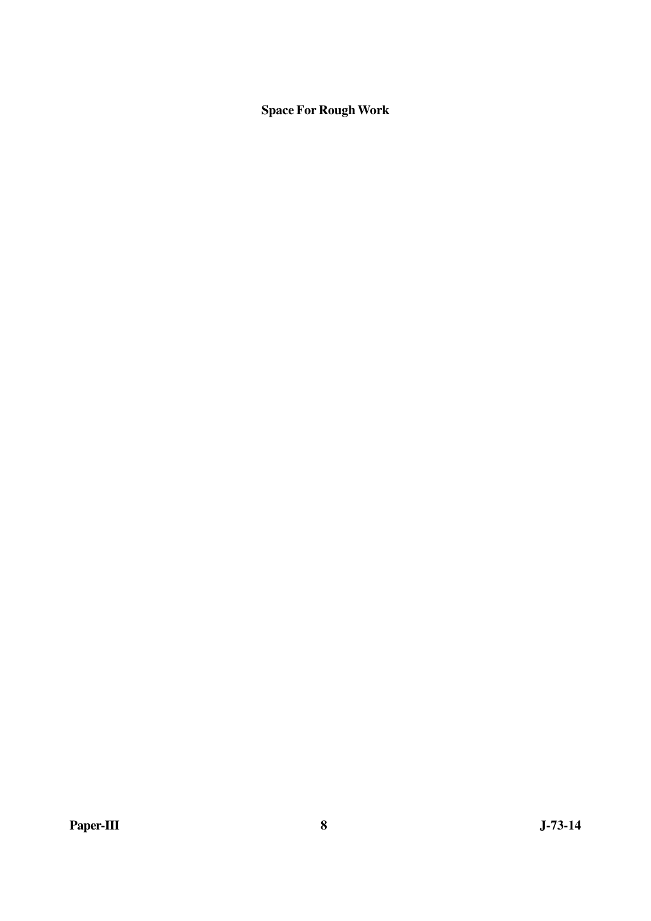**Space For Rough Work**